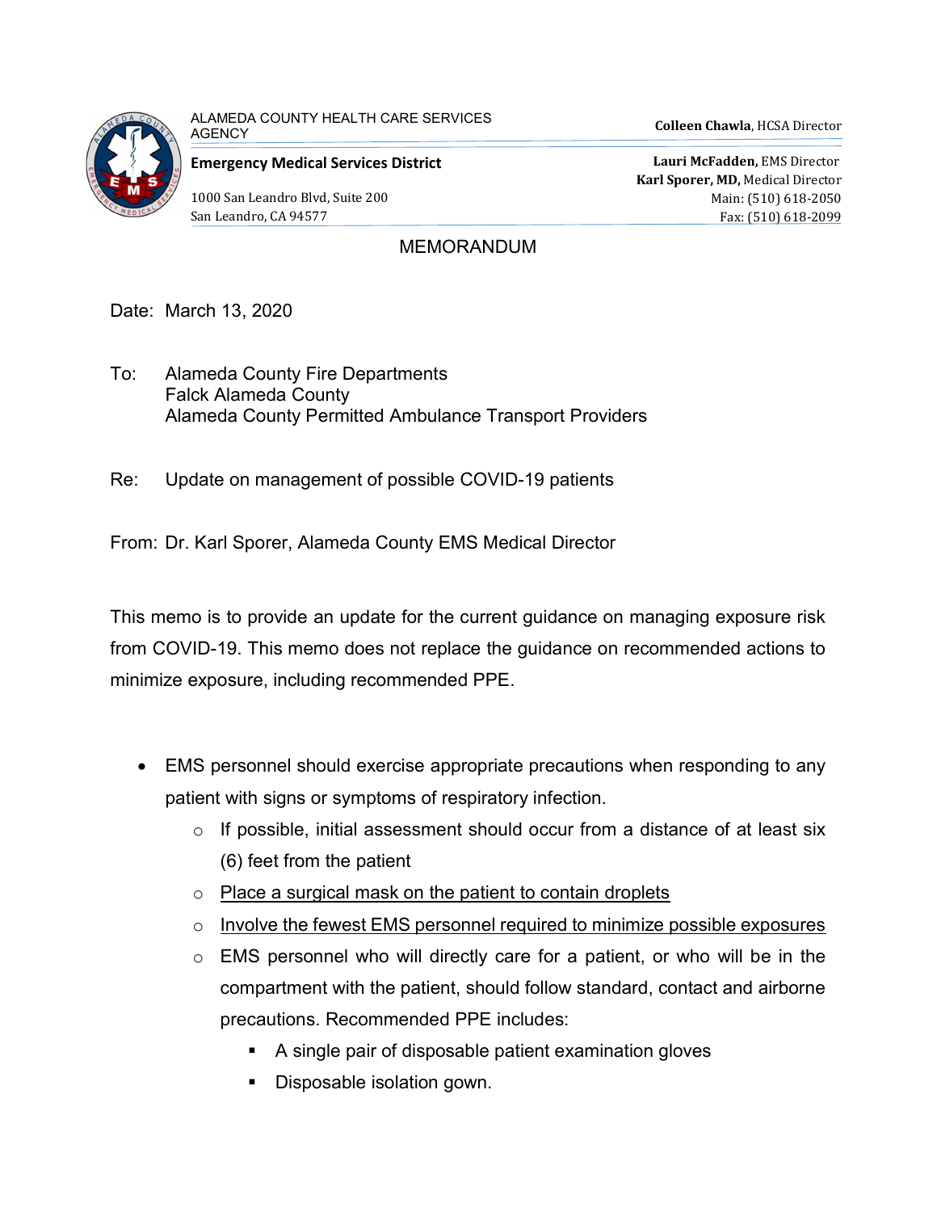ALAMEDA COUNTY HEALTH CARE SERVICES AGENCY

**Emergency Medical Services District**

1000 San Leandro Blvd, Suite 200
San Leandro, CA 94577

**Colleen Chawla**, HCSA Director

**Lauri McFadden,** EMS Director
**Karl Sporer, MD,** Medical Director
Main: (510) 618-2050
Fax: (510) 618-2099

# MEMORANDUM

Date: March 13, 2020

To: Alameda County Fire Departments
Falck Alameda County
Alameda County Permitted Ambulance Transport Providers

Re: Update on management of possible COVID-19 patients

From: Dr. Karl Sporer, Alameda County EMS Medical Director

This memo is to provide an update for the current guidance on managing exposure risk from COVID-19. This memo does not replace the guidance on recommended actions to minimize exposure, including recommended PPE.

- EMS personnel should exercise appropriate precautions when responding to any patient with signs or symptoms of respiratory infection.
  - If possible, initial assessment should occur from a distance of at least six (6) feet from the patient
  - <u>Place a surgical mask on the patient to contain droplets</u>
  - <u>Involve the fewest EMS personnel required to minimize possible exposures</u>
  - EMS personnel who will directly care for a patient, or who will be in the compartment with the patient, should follow standard, contact and airborne precautions. Recommended PPE includes:
    - A single pair of disposable patient examination gloves
    - Disposable isolation gown.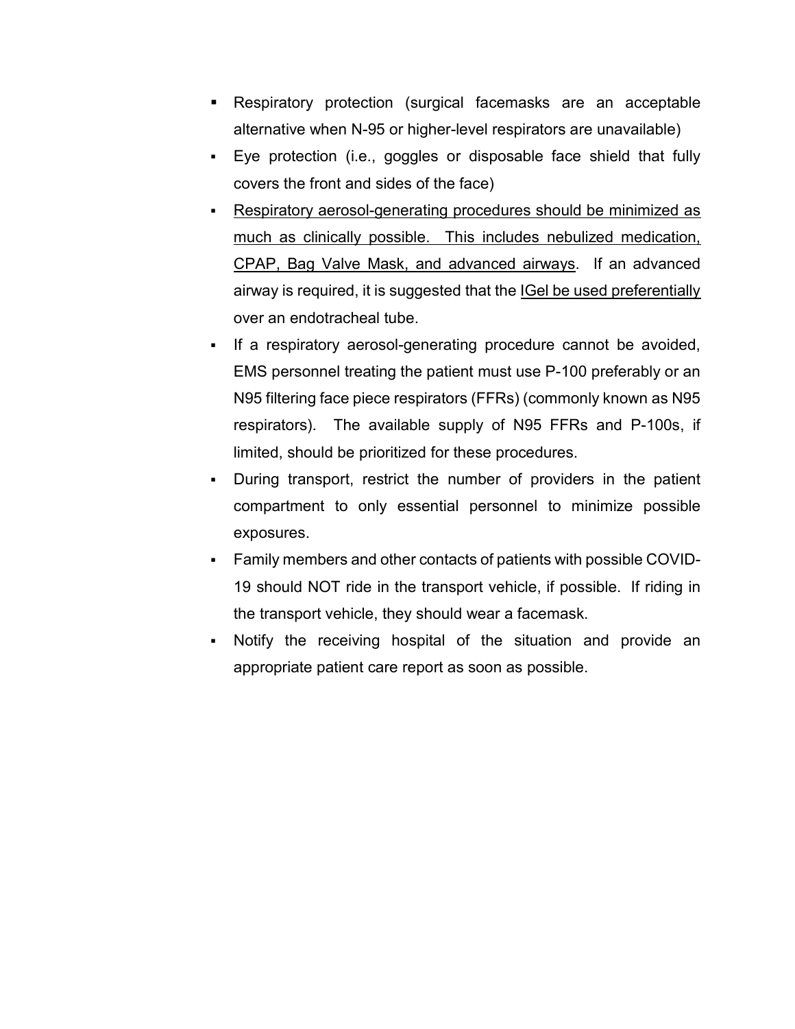- Respiratory protection (surgical facemasks are an acceptable alternative when N-95 or higher-level respirators are unavailable)
- Eye protection (i.e., goggles or disposable face shield that fully covers the front and sides of the face)
- Respiratory aerosol-generating procedures should be minimized as much as clinically possible. This includes nebulized medication, CPAP, Bag Valve Mask, and advanced airways. If an advanced airway is required, it is suggested that the IGel be used preferentially over an endotracheal tube.
- If a respiratory aerosol-generating procedure cannot be avoided, EMS personnel treating the patient must use P-100 preferably or an N95 filtering face piece respirators (FFRs) (commonly known as N95 respirators). The available supply of N95 FFRs and P-100s, if limited, should be prioritized for these procedures.
- During transport, restrict the number of providers in the patient compartment to only essential personnel to minimize possible exposures.
- Family members and other contacts of patients with possible COVID-19 should NOT ride in the transport vehicle, if possible. If riding in the transport vehicle, they should wear a facemask.
- Notify the receiving hospital of the situation and provide an appropriate patient care report as soon as possible.